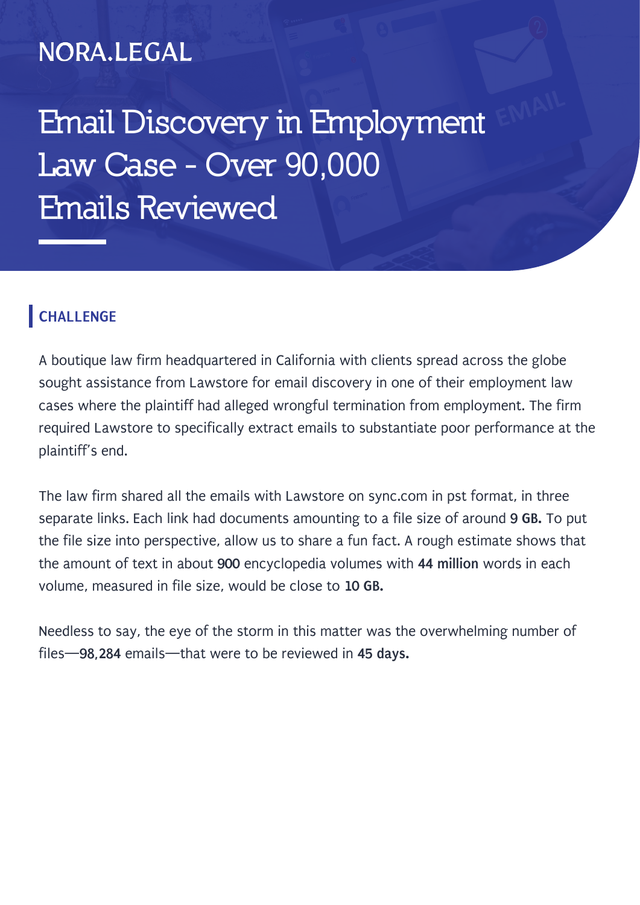NORA.LEGAL

# Email Discovery in Employment Law Case - Over 90,000 Emails Reviewed

## CHALLENGE

A boutique law firm headquartered in California with clients spread across the globe sought assistance from Lawstore for email discovery in one of their employment law cases where the plaintiff had alleged wrongful termination from employment. The firm required Lawstore to specifically extract emails to substantiate poor performance at the plaintiff's end.

The law firm shared all the emails with Lawstore on sync.com in pst format, in three separate links. Each link had documents amounting to a file size of around **9 GB.** To put the file size into perspective, allow us to share a fun fact. A rough estimate shows that the amount of text in about **900** encyclopedia volumes with **44 million** words in each volume, measured in file size, would be close to **10 GB.**

Needless to say, the eye of the storm in this matter was the overwhelming number of files—**98,284** emails—that were to be reviewed in **45 days.**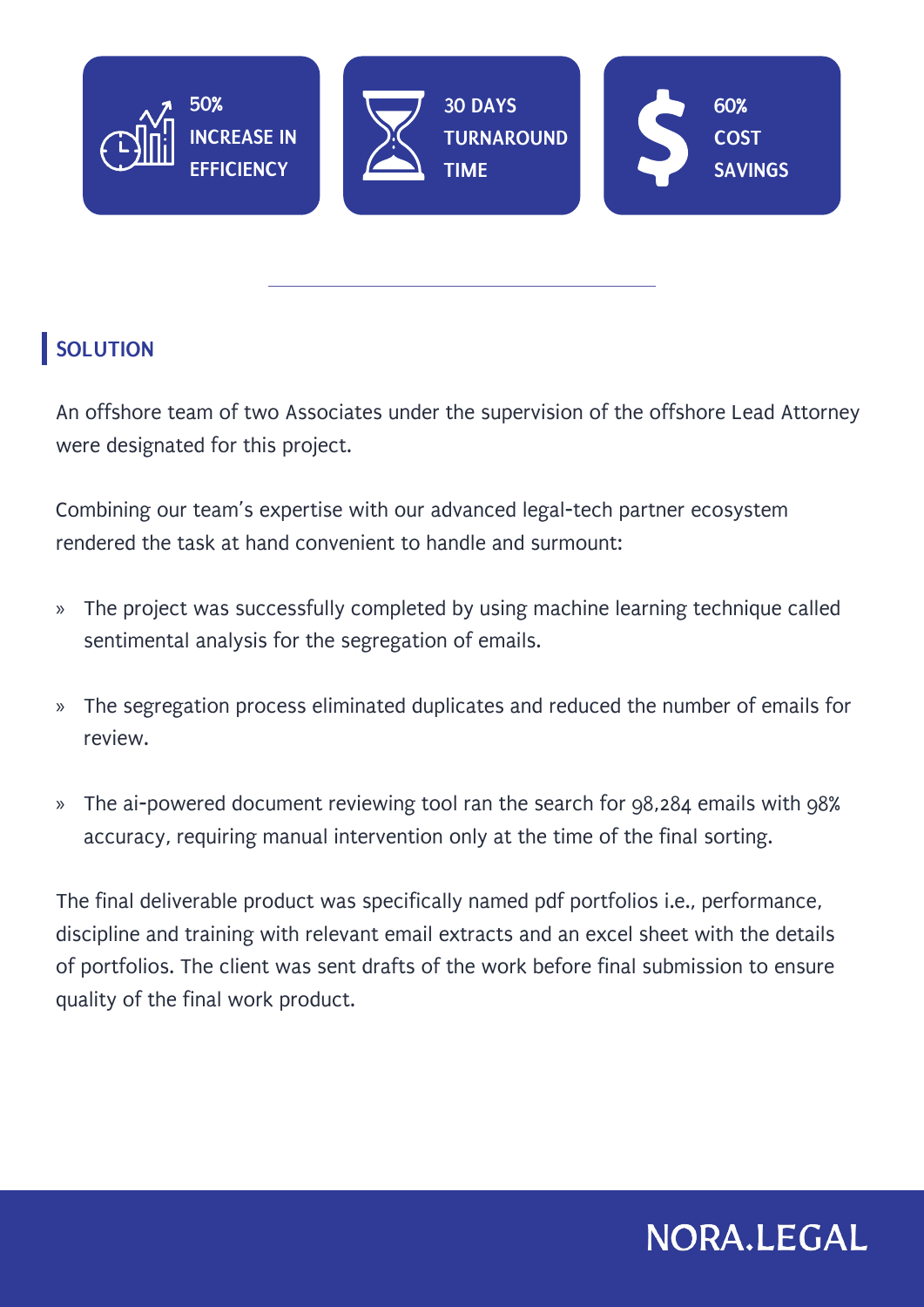**50% INCREASE IN EFFICIENCY**

**30 DAYS TURNAROUND TIME**

**60% COST SAVINGS**

## SOLUTION

An offshore team of two Associates under the supervision of the offshore Lead Attorney were designated for this project.

Combining our team's expertise with our advanced legal-tech partner ecosystem rendered the task at hand convenient to handle and surmount:

- The project was successfully completed by using machine learning technique called sentimental analysis for the segregation of emails.
- The segregation process eliminated duplicates and reduced the number of emails for review.
- The ai-powered document reviewing tool ran the search for 98,284 emails with 98% accuracy, requiring manual intervention only at the time of the final sorting.

The final deliverable product was specifically named pdf portfolios i.e., performance, discipline and training with relevant email extracts and an excel sheet with the details of portfolios. The client was sent drafts of the work before final submission to ensure quality of the final work product.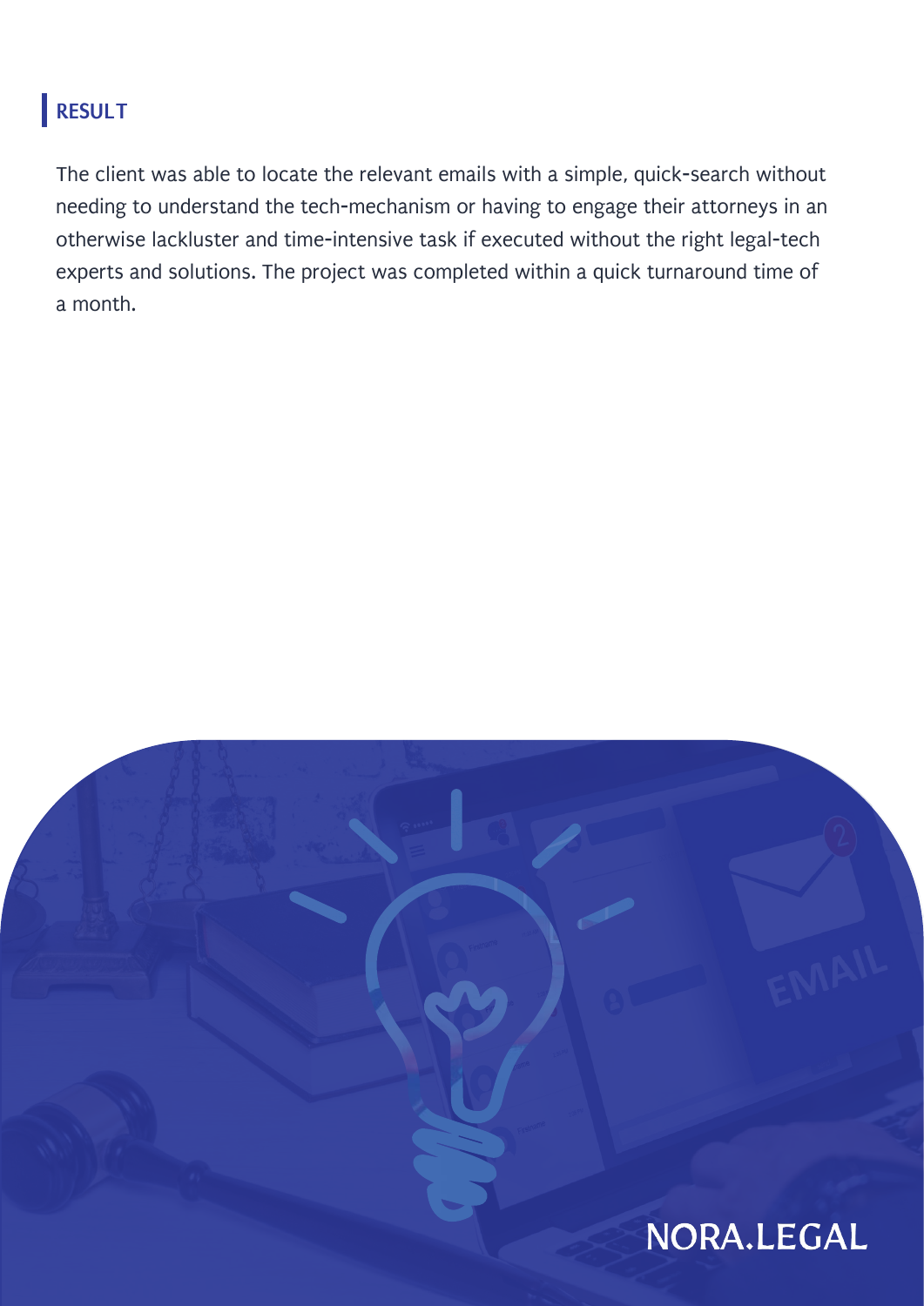## RESULT

The client was able to locate the relevant emails with a simple, quick-search without needing to understand the tech-mechanism or having to engage their attorneys in an otherwise lackluster and time-intensive task if executed without the right legal-tech experts and solutions. The project was completed within a quick turnaround time of a month.

NORA.LEGAL